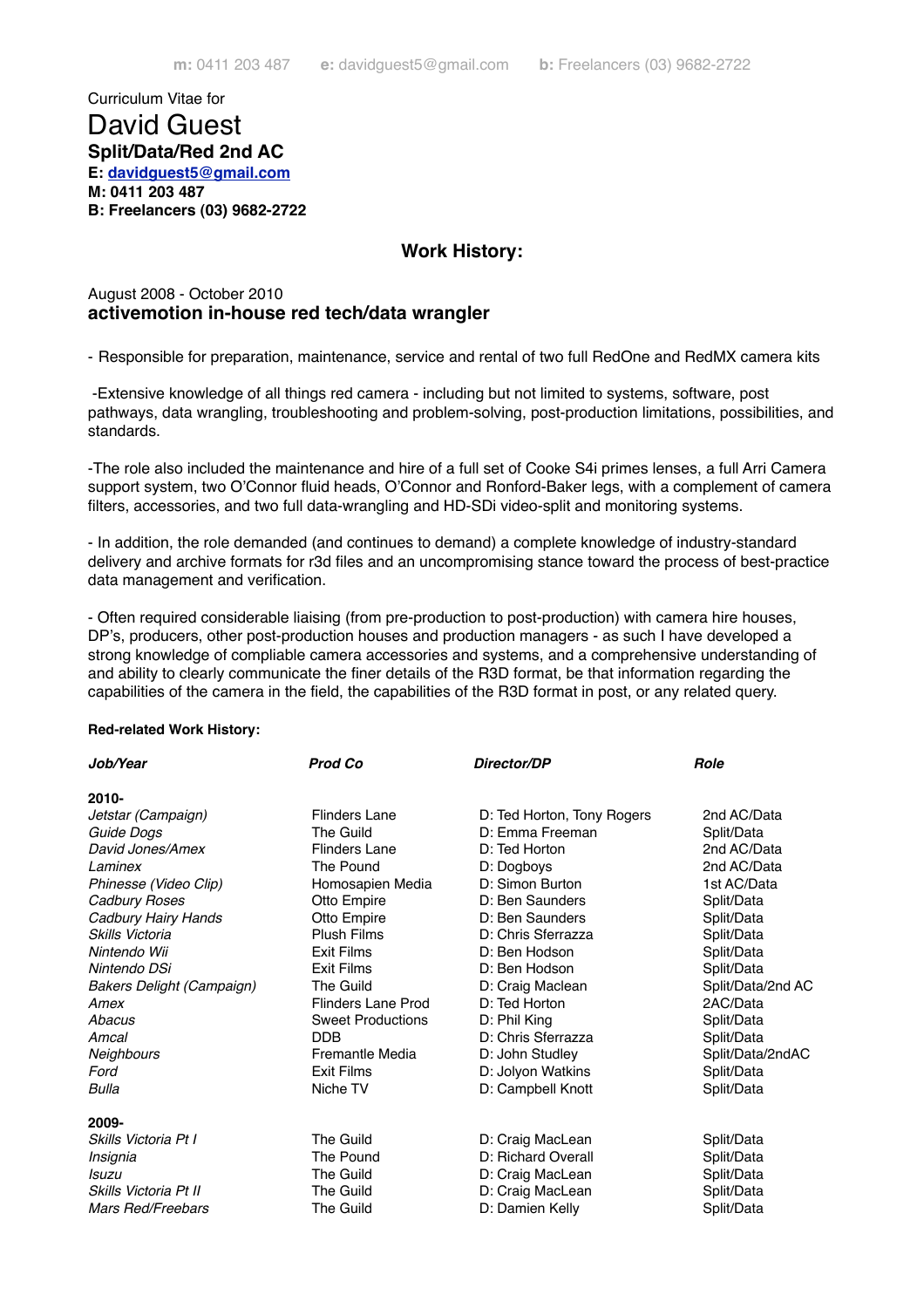m: 0411 203 487 e: davidguest5@gmail.com b: Freelancers (03) 9682-2722

Curriculum Vitae for

# David Guest

**Split/Data/Red 2nd AC**
**E: davidguest5@gmail.com**
**M: 0411 203 487**
**B: Freelancers (03) 9682-2722**

## Work History:

August 2008 - October 2010
### activemotion in-house red tech/data wrangler

- Responsible for preparation, maintenance, service and rental of two full RedOne and RedMX camera kits

-Extensive knowledge of all things red camera - including but not limited to systems, software, post pathways, data wrangling, troubleshooting and problem-solving, post-production limitations, possibilities, and standards.

-The role also included the maintenance and hire of a full set of Cooke S4i primes lenses, a full Arri Camera support system, two O'Connor fluid heads, O'Connor and Ronford-Baker legs, with a complement of camera filters, accessories, and two full data-wrangling and HD-SDi video-split and monitoring systems.

- In addition, the role demanded (and continues to demand) a complete knowledge of industry-standard delivery and archive formats for r3d files and an uncompromising stance toward the process of best-practice data management and verification.

- Often required considerable liaising (from pre-production to post-production) with camera hire houses, DP's, producers, other post-production houses and production managers - as such I have developed a strong knowledge of compliable camera accessories and systems, and a comprehensive understanding of and ability to clearly communicate the finer details of the R3D format, be that information regarding the capabilities of the camera in the field, the capabilities of the R3D format in post, or any related query.

**Red-related Work History:**

| ***Job/Year*** | ***Prod Co*** | ***Director/DP*** | ***Role*** |
|---|---|---|---|
| **2010-** | | | |
| *Jetstar (Campaign)* | Flinders Lane | D: Ted Horton, Tony Rogers | 2nd AC/Data |
| *Guide Dogs* | The Guild | D: Emma Freeman | Split/Data |
| *David Jones/Amex* | Flinders Lane | D: Ted Horton | 2nd AC/Data |
| *Laminex* | The Pound | D: Dogboys | 2nd AC/Data |
| *Phinesse (Video Clip)* | Homosapien Media | D: Simon Burton | 1st AC/Data |
| *Cadbury Roses* | Otto Empire | D: Ben Saunders | Split/Data |
| *Cadbury Hairy Hands* | Otto Empire | D: Ben Saunders | Split/Data |
| *Skills Victoria* | Plush Films | D: Chris Sferrazza | Split/Data |
| *Nintendo Wii* | Exit Films | D: Ben Hodson | Split/Data |
| *Nintendo DSi* | Exit Films | D: Ben Hodson | Split/Data |
| *Bakers Delight (Campaign)* | The Guild | D: Craig Maclean | Split/Data/2nd AC |
| *Amex* | Flinders Lane Prod | D: Ted Horton | 2AC/Data |
| *Abacus* | Sweet Productions | D: Phil King | Split/Data |
| *Amcal* | DDB | D: Chris Sferrazza | Split/Data |
| *Neighbours* | Fremantle Media | D: John Studley | Split/Data/2ndAC |
| *Ford* | Exit Films | D: Jolyon Watkins | Split/Data |
| *Bulla* | Niche TV | D: Campbell Knott | Split/Data |
| **2009-** | | | |
| *Skills Victoria Pt I* | The Guild | D: Craig MacLean | Split/Data |
| *Insignia* | The Pound | D: Richard Overall | Split/Data |
| *Isuzu* | The Guild | D: Craig MacLean | Split/Data |
| *Skills Victoria Pt II* | The Guild | D: Craig MacLean | Split/Data |
| *Mars Red/Freebars* | The Guild | D: Damien Kelly | Split/Data |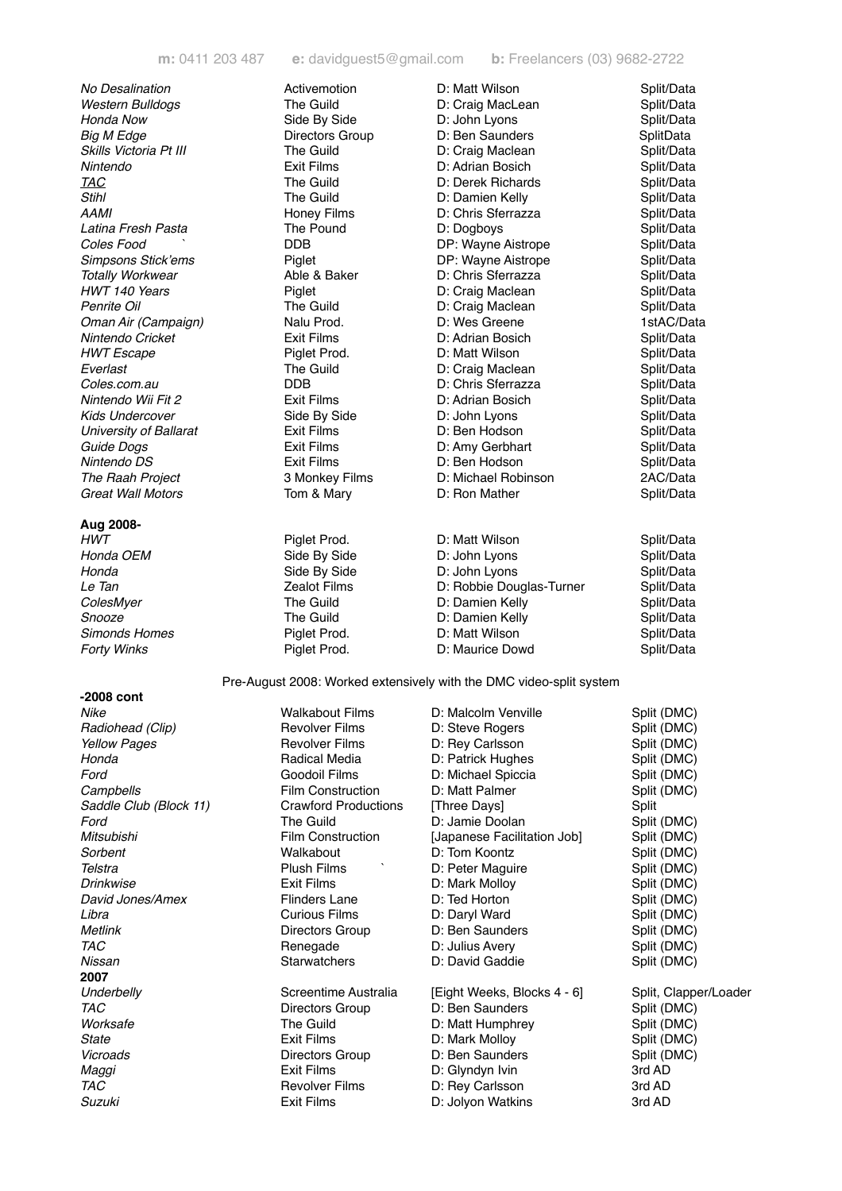**m:** 0411 203 487 **e:** davidguest5@gmail.com **b:** Freelancers (03) 9682-2722

| | | | |
|---|---|---|---|
| *No Desalination* | Activemotion | D: Matt Wilson | Split/Data |
| *Western Bulldogs* | The Guild | D: Craig MacLean | Split/Data |
| *Honda Now* | Side By Side | D: John Lyons | Split/Data |
| *Big M Edge* | Directors Group | D: Ben Saunders | SplitData |
| *Skills Victoria Pt III* | The Guild | D: Craig Maclean | Split/Data |
| *Nintendo* | Exit Films | D: Adrian Bosich | Split/Data |
| *TAC* | The Guild | D: Derek Richards | Split/Data |
| *Stihl* | The Guild | D: Damien Kelly | Split/Data |
| *AAMI* | Honey Films | D: Chris Sferrazza | Split/Data |
| *Latina Fresh Pasta* | The Pound | D: Dogboys | Split/Data |
| *Coles Food* ` | DDB | DP: Wayne Aistrope | Split/Data |
| *Simpsons Stick'ems* | Piglet | DP: Wayne Aistrope | Split/Data |
| *Totally Workwear* | Able & Baker | D: Chris Sferrazza | Split/Data |
| *HWT 140 Years* | Piglet | D: Craig Maclean | Split/Data |
| *Penrite Oil* | The Guild | D: Craig Maclean | Split/Data |
| *Oman Air (Campaign)* | Nalu Prod. | D: Wes Greene | 1stAC/Data |
| *Nintendo Cricket* | Exit Films | D: Adrian Bosich | Split/Data |
| *HWT Escape* | Piglet Prod. | D: Matt Wilson | Split/Data |
| *Everlast* | The Guild | D: Craig Maclean | Split/Data |
| *Coles.com.au* | DDB | D: Chris Sferrazza | Split/Data |
| *Nintendo Wii Fit 2* | Exit Films | D: Adrian Bosich | Split/Data |
| *Kids Undercover* | Side By Side | D: John Lyons | Split/Data |
| *University of Ballarat* | Exit Films | D: Ben Hodson | Split/Data |
| *Guide Dogs* | Exit Films | D: Amy Gerbhart | Split/Data |
| *Nintendo DS* | Exit Films | D: Ben Hodson | Split/Data |
| *The Raah Project* | 3 Monkey Films | D: Michael Robinson | 2AC/Data |
| *Great Wall Motors* | Tom & Mary | D: Ron Mather | Split/Data |
| **Aug 2008-** | | | |
| *HWT* | Piglet Prod. | D: Matt Wilson | Split/Data |
| *Honda OEM* | Side By Side | D: John Lyons | Split/Data |
| *Honda* | Side By Side | D: John Lyons | Split/Data |
| *Le Tan* | Zealot Films | D: Robbie Douglas-Turner | Split/Data |
| *ColesMyer* | The Guild | D: Damien Kelly | Split/Data |
| *Snooze* | The Guild | D: Damien Kelly | Split/Data |
| *Simonds Homes* | Piglet Prod. | D: Matt Wilson | Split/Data |
| *Forty Winks* | Piglet Prod. | D: Maurice Dowd | Split/Data |

Pre-August 2008: Worked extensively with the DMC video-split system

| | | | |
|---|---|---|---|
| **-2008 cont** | | | |
| *Nike* | Walkabout Films | D: Malcolm Venville | Split (DMC) |
| *Radiohead (Clip)* | Revolver Films | D: Steve Rogers | Split (DMC) |
| *Yellow Pages* | Revolver Films | D: Rey Carlsson | Split (DMC) |
| *Honda* | Radical Media | D: Patrick Hughes | Split (DMC) |
| *Ford* | Goodoil Films | D: Michael Spiccia | Split (DMC) |
| *Campbells* | Film Construction | D: Matt Palmer | Split (DMC) |
| *Saddle Club (Block 11)* | Crawford Productions | [Three Days] | Split |
| *Ford* | The Guild | D: Jamie Doolan | Split (DMC) |
| *Mitsubishi* | Film Construction | [Japanese Facilitation Job] | Split (DMC) |
| *Sorbent* | Walkabout | D: Tom Koontz | Split (DMC) |
| *Telstra* | Plush Films ` | D: Peter Maguire | Split (DMC) |
| *Drinkwise* | Exit Films | D: Mark Molloy | Split (DMC) |
| *David Jones/Amex* | Flinders Lane | D: Ted Horton | Split (DMC) |
| *Libra* | Curious Films | D: Daryl Ward | Split (DMC) |
| *Metlink* | Directors Group | D: Ben Saunders | Split (DMC) |
| *TAC* | Renegade | D: Julius Avery | Split (DMC) |
| *Nissan* | Starwatchers | D: David Gaddie | Split (DMC) |
| **2007** | | | |
| *Underbelly* | Screentime Australia | [Eight Weeks, Blocks 4 - 6] | Split, Clapper/Loader |
| *TAC* | Directors Group | D: Ben Saunders | Split (DMC) |
| *Worksafe* | The Guild | D: Matt Humphrey | Split (DMC) |
| *State* | Exit Films | D: Mark Molloy | Split (DMC) |
| *Vicroads* | Directors Group | D: Ben Saunders | Split (DMC) |
| *Maggi* | Exit Films | D: Glyndyn Ivin | 3rd AD |
| *TAC* | Revolver Films | D: Rey Carlsson | 3rd AD |
| *Suzuki* | Exit Films | D: Jolyon Watkins | 3rd AD |